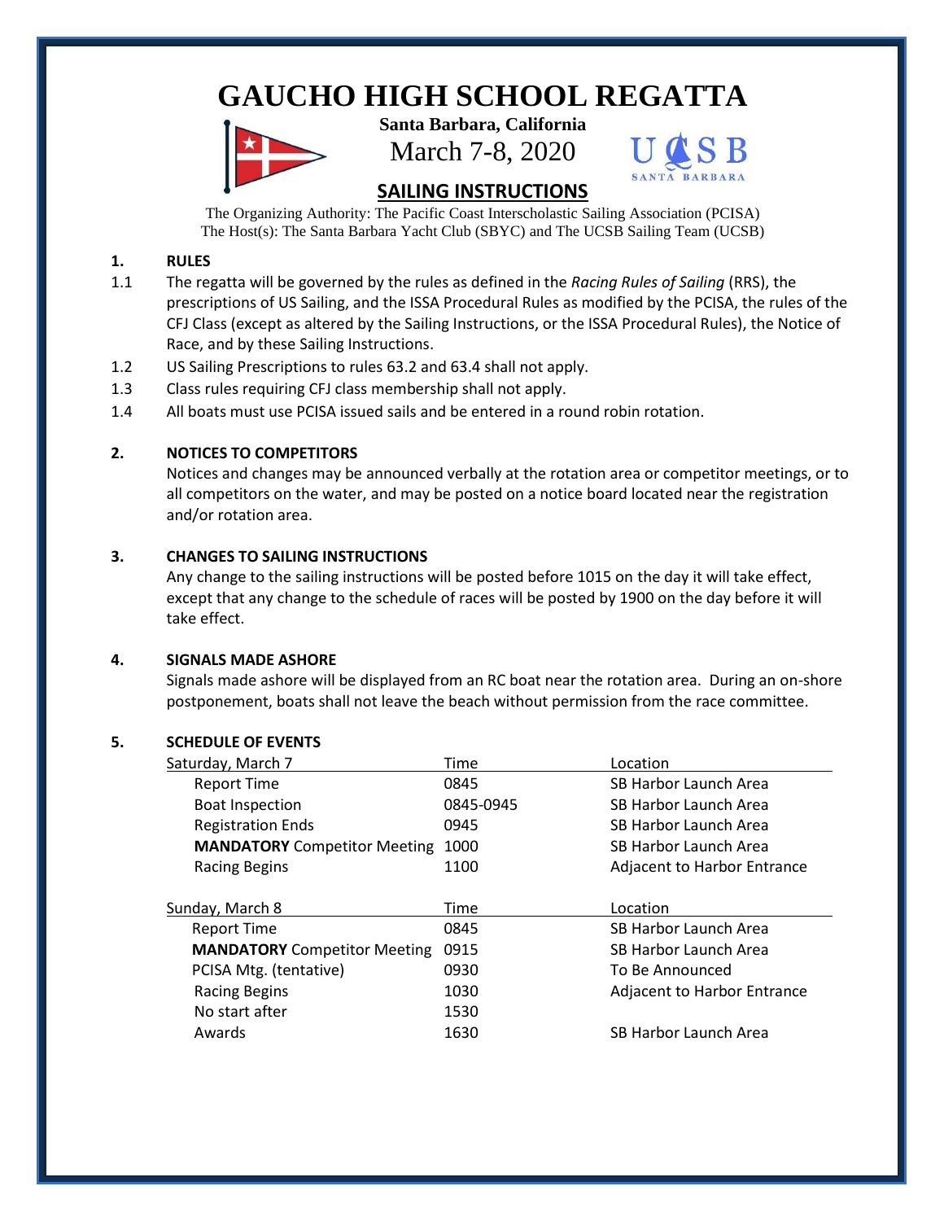# GAUCHO HIGH SCHOOL REGATTA

**Santa Barbara, California**

March 7-8, 2020

## SAILING INSTRUCTIONS

The Organizing Authority: The Pacific Coast Interscholastic Sailing Association (PCISA)
The Host(s): The Santa Barbara Yacht Club (SBYC) and The UCSB Sailing Team (UCSB)

### 1. RULES

1.1 The regatta will be governed by the rules as defined in the *Racing Rules of Sailing* (RRS), the prescriptions of US Sailing, and the ISSA Procedural Rules as modified by the PCISA, the rules of the CFJ Class (except as altered by the Sailing Instructions, or the ISSA Procedural Rules), the Notice of Race, and by these Sailing Instructions.

1.2 US Sailing Prescriptions to rules 63.2 and 63.4 shall not apply.

1.3 Class rules requiring CFJ class membership shall not apply.

1.4 All boats must use PCISA issued sails and be entered in a round robin rotation.

### 2. NOTICES TO COMPETITORS

Notices and changes may be announced verbally at the rotation area or competitor meetings, or to all competitors on the water, and may be posted on a notice board located near the registration and/or rotation area.

### 3. CHANGES TO SAILING INSTRUCTIONS

Any change to the sailing instructions will be posted before 1015 on the day it will take effect, except that any change to the schedule of races will be posted by 1900 on the day before it will take effect.

### 4. SIGNALS MADE ASHORE

Signals made ashore will be displayed from an RC boat near the rotation area. During an on-shore postponement, boats shall not leave the beach without permission from the race committee.

### 5. SCHEDULE OF EVENTS

| Saturday, March 7 | Time | Location |
|---|---|---|
| Report Time | 0845 | SB Harbor Launch Area |
| Boat Inspection | 0845-0945 | SB Harbor Launch Area |
| Registration Ends | 0945 | SB Harbor Launch Area |
| **MANDATORY** Competitor Meeting | 1000 | SB Harbor Launch Area |
| Racing Begins | 1100 | Adjacent to Harbor Entrance |

| Sunday, March 8 | Time | Location |
|---|---|---|
| Report Time | 0845 | SB Harbor Launch Area |
| **MANDATORY** Competitor Meeting | 0915 | SB Harbor Launch Area |
| PCISA Mtg. (tentative) | 0930 | To Be Announced |
| Racing Begins | 1030 | Adjacent to Harbor Entrance |
| No start after | 1530 | |
| Awards | 1630 | SB Harbor Launch Area |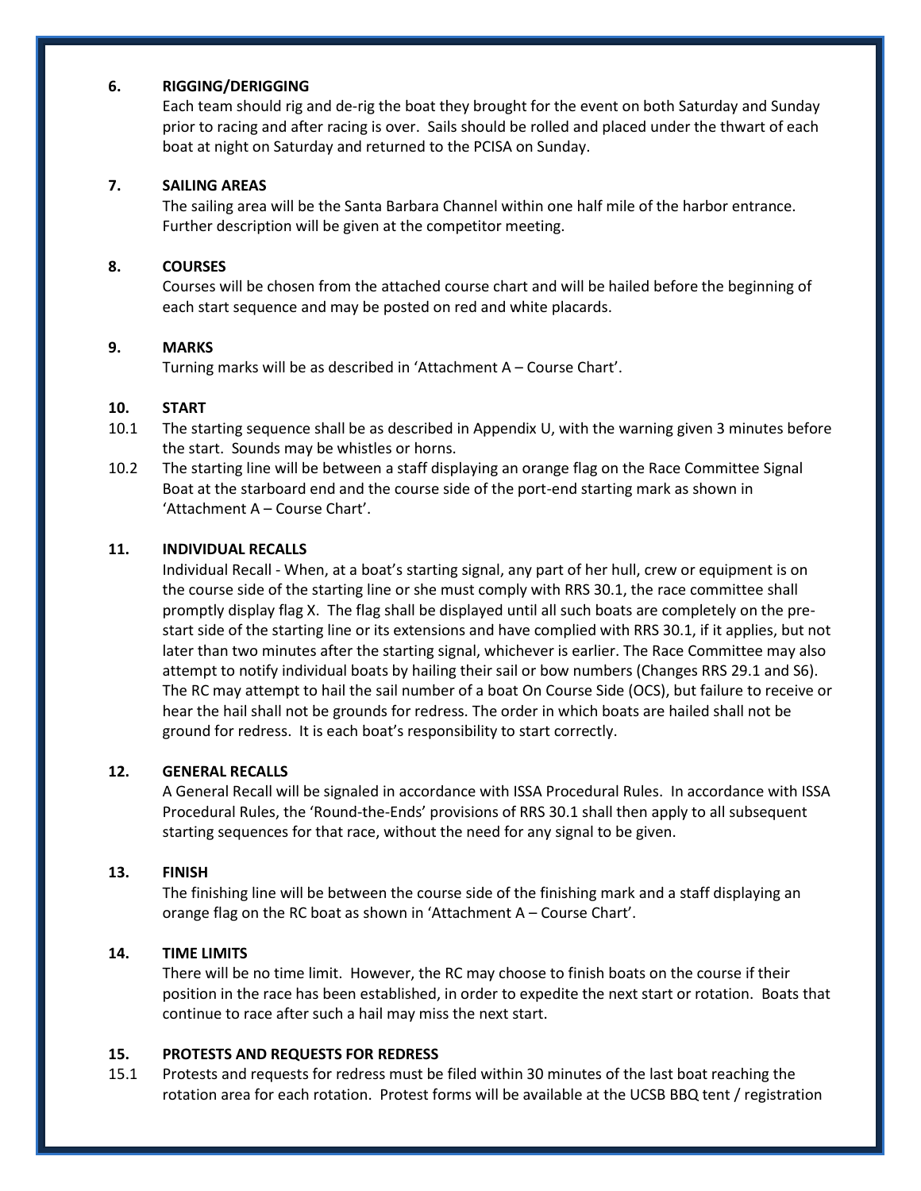## 6. RIGGING/DERIGGING

Each team should rig and de-rig the boat they brought for the event on both Saturday and Sunday prior to racing and after racing is over. Sails should be rolled and placed under the thwart of each boat at night on Saturday and returned to the PCISA on Sunday.

## 7. SAILING AREAS

The sailing area will be the Santa Barbara Channel within one half mile of the harbor entrance. Further description will be given at the competitor meeting.

## 8. COURSES

Courses will be chosen from the attached course chart and will be hailed before the beginning of each start sequence and may be posted on red and white placards.

## 9. MARKS

Turning marks will be as described in 'Attachment A – Course Chart'.

## 10. START

10.1 The starting sequence shall be as described in Appendix U, with the warning given 3 minutes before the start. Sounds may be whistles or horns.

10.2 The starting line will be between a staff displaying an orange flag on the Race Committee Signal Boat at the starboard end and the course side of the port-end starting mark as shown in 'Attachment A – Course Chart'.

## 11. INDIVIDUAL RECALLS

Individual Recall - When, at a boat's starting signal, any part of her hull, crew or equipment is on the course side of the starting line or she must comply with RRS 30.1, the race committee shall promptly display flag X. The flag shall be displayed until all such boats are completely on the pre-start side of the starting line or its extensions and have complied with RRS 30.1, if it applies, but not later than two minutes after the starting signal, whichever is earlier. The Race Committee may also attempt to notify individual boats by hailing their sail or bow numbers (Changes RRS 29.1 and S6). The RC may attempt to hail the sail number of a boat On Course Side (OCS), but failure to receive or hear the hail shall not be grounds for redress. The order in which boats are hailed shall not be ground for redress. It is each boat's responsibility to start correctly.

## 12. GENERAL RECALLS

A General Recall will be signaled in accordance with ISSA Procedural Rules. In accordance with ISSA Procedural Rules, the 'Round-the-Ends' provisions of RRS 30.1 shall then apply to all subsequent starting sequences for that race, without the need for any signal to be given.

## 13. FINISH

The finishing line will be between the course side of the finishing mark and a staff displaying an orange flag on the RC boat as shown in 'Attachment A – Course Chart'.

## 14. TIME LIMITS

There will be no time limit. However, the RC may choose to finish boats on the course if their position in the race has been established, in order to expedite the next start or rotation. Boats that continue to race after such a hail may miss the next start.

## 15. PROTESTS AND REQUESTS FOR REDRESS

15.1 Protests and requests for redress must be filed within 30 minutes of the last boat reaching the rotation area for each rotation. Protest forms will be available at the UCSB BBQ tent / registration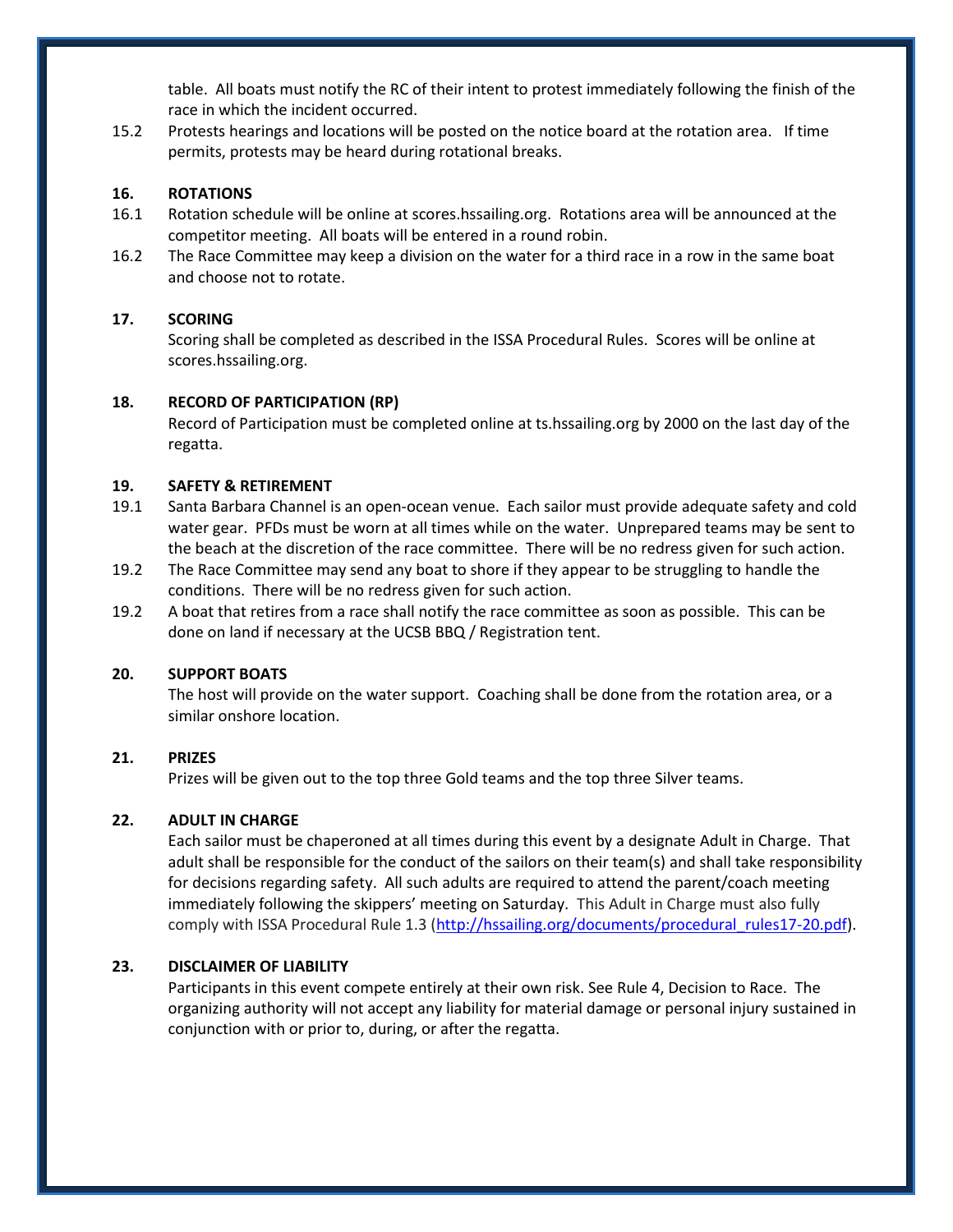table. All boats must notify the RC of their intent to protest immediately following the finish of the race in which the incident occurred.

15.2 Protests hearings and locations will be posted on the notice board at the rotation area. If time permits, protests may be heard during rotational breaks.

## 16. ROTATIONS

16.1 Rotation schedule will be online at scores.hssailing.org. Rotations area will be announced at the competitor meeting. All boats will be entered in a round robin.

16.2 The Race Committee may keep a division on the water for a third race in a row in the same boat and choose not to rotate.

## 17. SCORING

Scoring shall be completed as described in the ISSA Procedural Rules. Scores will be online at scores.hssailing.org.

## 18. RECORD OF PARTICIPATION (RP)

Record of Participation must be completed online at ts.hssailing.org by 2000 on the last day of the regatta.

## 19. SAFETY & RETIREMENT

19.1 Santa Barbara Channel is an open-ocean venue. Each sailor must provide adequate safety and cold water gear. PFDs must be worn at all times while on the water. Unprepared teams may be sent to the beach at the discretion of the race committee. There will be no redress given for such action.

19.2 The Race Committee may send any boat to shore if they appear to be struggling to handle the conditions. There will be no redress given for such action.

19.2 A boat that retires from a race shall notify the race committee as soon as possible. This can be done on land if necessary at the UCSB BBQ / Registration tent.

## 20. SUPPORT BOATS

The host will provide on the water support. Coaching shall be done from the rotation area, or a similar onshore location.

## 21. PRIZES

Prizes will be given out to the top three Gold teams and the top three Silver teams.

## 22. ADULT IN CHARGE

Each sailor must be chaperoned at all times during this event by a designate Adult in Charge. That adult shall be responsible for the conduct of the sailors on their team(s) and shall take responsibility for decisions regarding safety. All such adults are required to attend the parent/coach meeting immediately following the skippers' meeting on Saturday. This Adult in Charge must also fully comply with ISSA Procedural Rule 1.3 (http://hssailing.org/documents/procedural_rules17-20.pdf).

## 23. DISCLAIMER OF LIABILITY

Participants in this event compete entirely at their own risk. See Rule 4, Decision to Race. The organizing authority will not accept any liability for material damage or personal injury sustained in conjunction with or prior to, during, or after the regatta.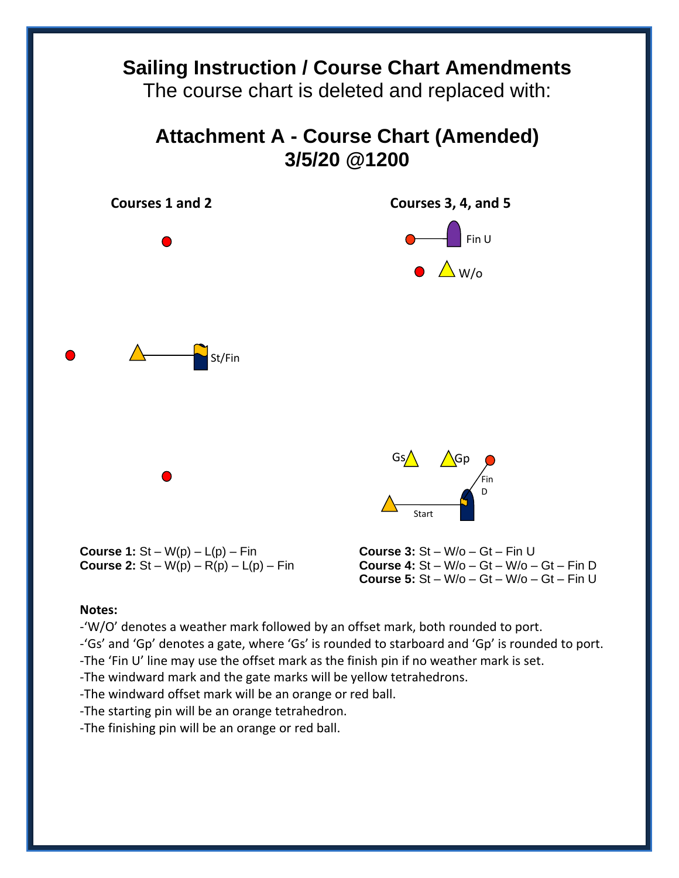# Sailing Instruction / Course Chart Amendments

The course chart is deleted and replaced with:

## Attachment A - Course Chart (Amended)
## 3/5/20 @1200

**Courses 1 and 2**

St/Fin

**Courses 3, 4, and 5**

Fin U

W/o

Gs

Gp

Fin D

Start

**Course 1:** St – W(p) – L(p) – Fin
**Course 2:** St – W(p) – R(p) – L(p) – Fin

**Course 3:** St – W/o – Gt – Fin U
**Course 4:** St – W/o – Gt – W/o – Gt – Fin D
**Course 5:** St – W/o – Gt – W/o – Gt – Fin U

**Notes:**

-'W/O' denotes a weather mark followed by an offset mark, both rounded to port.
-'Gs' and 'Gp' denotes a gate, where 'Gs' is rounded to starboard and 'Gp' is rounded to port.
-The 'Fin U' line may use the offset mark as the finish pin if no weather mark is set.
-The windward mark and the gate marks will be yellow tetrahedrons.
-The windward offset mark will be an orange or red ball.
-The starting pin will be an orange tetrahedron.
-The finishing pin will be an orange or red ball.